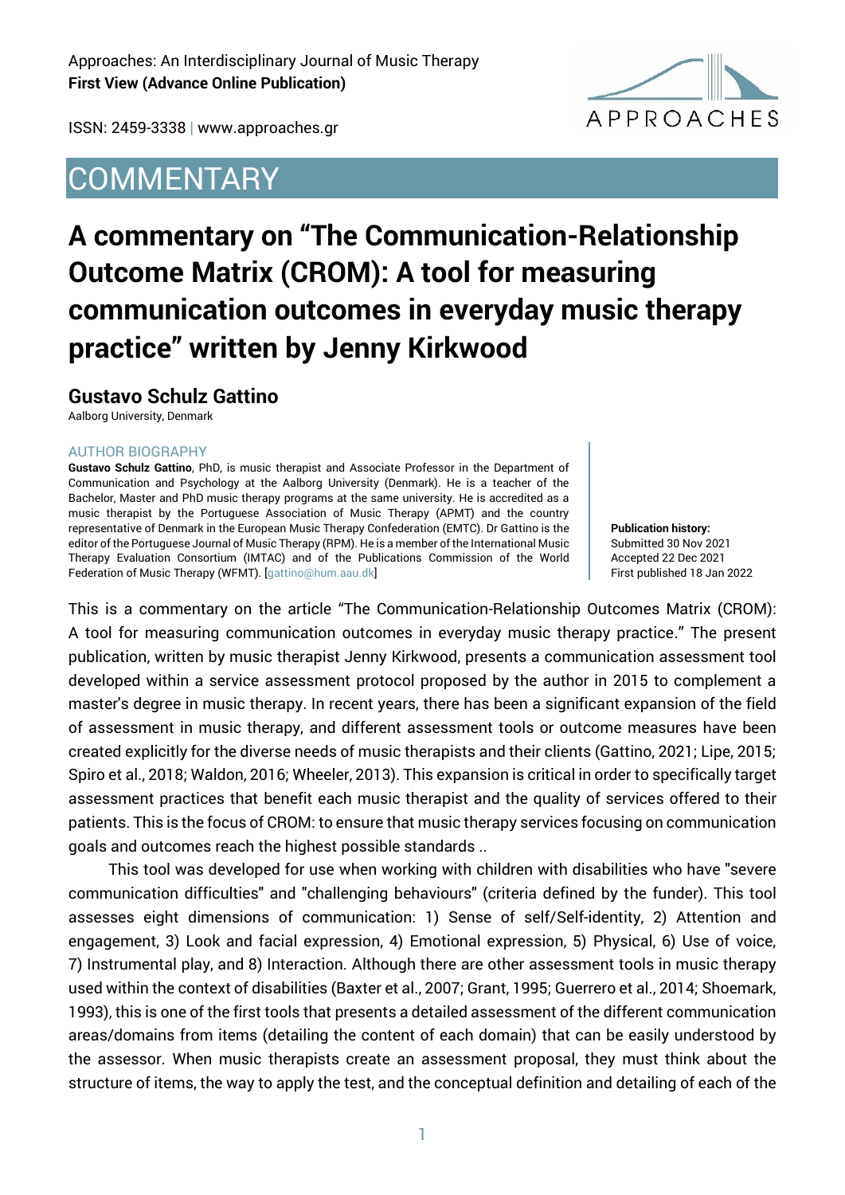Approaches: An Interdisciplinary Journal of Music Therapy
**First View (Advance Online Publication)**

ISSN: 2459-3338 | www.approaches.gr

# COMMENTARY

# A commentary on "The Communication-Relationship Outcome Matrix (CROM): A tool for measuring communication outcomes in everyday music therapy practice" written by Jenny Kirkwood

## Gustavo Schulz Gattino

Aalborg University, Denmark

AUTHOR BIOGRAPHY

**Gustavo Schulz Gattino**, PhD, is music therapist and Associate Professor in the Department of Communication and Psychology at the Aalborg University (Denmark). He is a teacher of the Bachelor, Master and PhD music therapy programs at the same university. He is accredited as a music therapist by the Portuguese Association of Music Therapy (APMT) and the country representative of Denmark in the European Music Therapy Confederation (EMTC). Dr Gattino is the editor of the Portuguese Journal of Music Therapy (RPM). He is a member of the International Music Therapy Evaluation Consortium (IMTAC) and of the Publications Commission of the World Federation of Music Therapy (WFMT). [gattino@hum.aau.dk]

**Publication history:**
Submitted 30 Nov 2021
Accepted 22 Dec 2021
First published 18 Jan 2022

This is a commentary on the article "The Communication-Relationship Outcomes Matrix (CROM): A tool for measuring communication outcomes in everyday music therapy practice." The present publication, written by music therapist Jenny Kirkwood, presents a communication assessment tool developed within a service assessment protocol proposed by the author in 2015 to complement a master's degree in music therapy. In recent years, there has been a significant expansion of the field of assessment in music therapy, and different assessment tools or outcome measures have been created explicitly for the diverse needs of music therapists and their clients (Gattino, 2021; Lipe, 2015; Spiro et al., 2018; Waldon, 2016; Wheeler, 2013). This expansion is critical in order to specifically target assessment practices that benefit each music therapist and the quality of services offered to their patients. This is the focus of CROM: to ensure that music therapy services focusing on communication goals and outcomes reach the highest possible standards ..

This tool was developed for use when working with children with disabilities who have "severe communication difficulties" and "challenging behaviours" (criteria defined by the funder). This tool assesses eight dimensions of communication: 1) Sense of self/Self-identity, 2) Attention and engagement, 3) Look and facial expression, 4) Emotional expression, 5) Physical, 6) Use of voice, 7) Instrumental play, and 8) Interaction. Although there are other assessment tools in music therapy used within the context of disabilities (Baxter et al., 2007; Grant, 1995; Guerrero et al., 2014; Shoemark, 1993), this is one of the first tools that presents a detailed assessment of the different communication areas/domains from items (detailing the content of each domain) that can be easily understood by the assessor. When music therapists create an assessment proposal, they must think about the structure of items, the way to apply the test, and the conceptual definition and detailing of each of the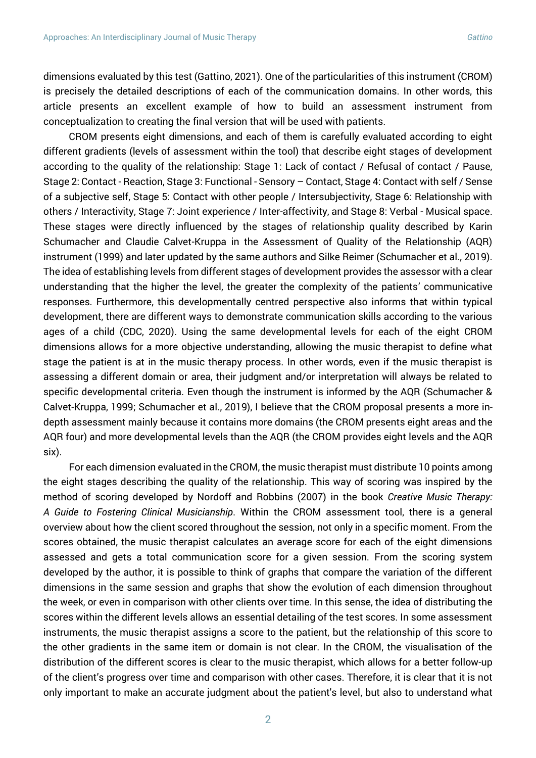dimensions evaluated by this test (Gattino, 2021). One of the particularities of this instrument (CROM) is precisely the detailed descriptions of each of the communication domains. In other words, this article presents an excellent example of how to build an assessment instrument from conceptualization to creating the final version that will be used with patients.

CROM presents eight dimensions, and each of them is carefully evaluated according to eight different gradients (levels of assessment within the tool) that describe eight stages of development according to the quality of the relationship: Stage 1: Lack of contact / Refusal of contact / Pause, Stage 2: Contact - Reaction, Stage 3: Functional - Sensory – Contact, Stage 4: Contact with self / Sense of a subjective self, Stage 5: Contact with other people / Intersubjectivity, Stage 6: Relationship with others / Interactivity, Stage 7: Joint experience / Inter-affectivity, and Stage 8: Verbal - Musical space. These stages were directly influenced by the stages of relationship quality described by Karin Schumacher and Claudie Calvet-Kruppa in the Assessment of Quality of the Relationship (AQR) instrument (1999) and later updated by the same authors and Silke Reimer (Schumacher et al., 2019). The idea of establishing levels from different stages of development provides the assessor with a clear understanding that the higher the level, the greater the complexity of the patients' communicative responses. Furthermore, this developmentally centred perspective also informs that within typical development, there are different ways to demonstrate communication skills according to the various ages of a child (CDC, 2020). Using the same developmental levels for each of the eight CROM dimensions allows for a more objective understanding, allowing the music therapist to define what stage the patient is at in the music therapy process. In other words, even if the music therapist is assessing a different domain or area, their judgment and/or interpretation will always be related to specific developmental criteria. Even though the instrument is informed by the AQR (Schumacher & Calvet-Kruppa, 1999; Schumacher et al., 2019), I believe that the CROM proposal presents a more in-depth assessment mainly because it contains more domains (the CROM presents eight areas and the AQR four) and more developmental levels than the AQR (the CROM provides eight levels and the AQR six).

For each dimension evaluated in the CROM, the music therapist must distribute 10 points among the eight stages describing the quality of the relationship. This way of scoring was inspired by the method of scoring developed by Nordoff and Robbins (2007) in the book *Creative Music Therapy: A Guide to Fostering Clinical Musicianship*. Within the CROM assessment tool, there is a general overview about how the client scored throughout the session, not only in a specific moment. From the scores obtained, the music therapist calculates an average score for each of the eight dimensions assessed and gets a total communication score for a given session. From the scoring system developed by the author, it is possible to think of graphs that compare the variation of the different dimensions in the same session and graphs that show the evolution of each dimension throughout the week, or even in comparison with other clients over time. In this sense, the idea of distributing the scores within the different levels allows an essential detailing of the test scores. In some assessment instruments, the music therapist assigns a score to the patient, but the relationship of this score to the other gradients in the same item or domain is not clear. In the CROM, the visualisation of the distribution of the different scores is clear to the music therapist, which allows for a better follow-up of the client's progress over time and comparison with other cases. Therefore, it is clear that it is not only important to make an accurate judgment about the patient's level, but also to understand what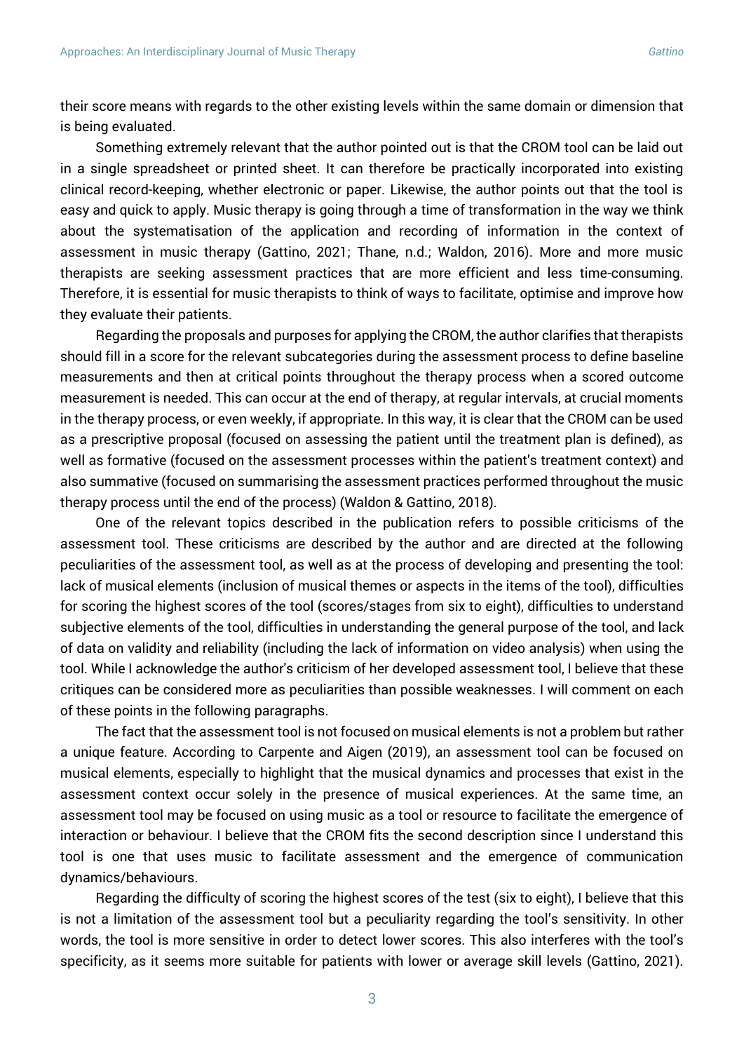their score means with regards to the other existing levels within the same domain or dimension that is being evaluated.

Something extremely relevant that the author pointed out is that the CROM tool can be laid out in a single spreadsheet or printed sheet. It can therefore be practically incorporated into existing clinical record-keeping, whether electronic or paper. Likewise, the author points out that the tool is easy and quick to apply. Music therapy is going through a time of transformation in the way we think about the systematisation of the application and recording of information in the context of assessment in music therapy (Gattino, 2021; Thane, n.d.; Waldon, 2016). More and more music therapists are seeking assessment practices that are more efficient and less time-consuming. Therefore, it is essential for music therapists to think of ways to facilitate, optimise and improve how they evaluate their patients.

Regarding the proposals and purposes for applying the CROM, the author clarifies that therapists should fill in a score for the relevant subcategories during the assessment process to define baseline measurements and then at critical points throughout the therapy process when a scored outcome measurement is needed. This can occur at the end of therapy, at regular intervals, at crucial moments in the therapy process, or even weekly, if appropriate. In this way, it is clear that the CROM can be used as a prescriptive proposal (focused on assessing the patient until the treatment plan is defined), as well as formative (focused on the assessment processes within the patient's treatment context) and also summative (focused on summarising the assessment practices performed throughout the music therapy process until the end of the process) (Waldon & Gattino, 2018).

One of the relevant topics described in the publication refers to possible criticisms of the assessment tool. These criticisms are described by the author and are directed at the following peculiarities of the assessment tool, as well as at the process of developing and presenting the tool: lack of musical elements (inclusion of musical themes or aspects in the items of the tool), difficulties for scoring the highest scores of the tool (scores/stages from six to eight), difficulties to understand subjective elements of the tool, difficulties in understanding the general purpose of the tool, and lack of data on validity and reliability (including the lack of information on video analysis) when using the tool. While I acknowledge the author's criticism of her developed assessment tool, I believe that these critiques can be considered more as peculiarities than possible weaknesses. I will comment on each of these points in the following paragraphs.

The fact that the assessment tool is not focused on musical elements is not a problem but rather a unique feature. According to Carpente and Aigen (2019), an assessment tool can be focused on musical elements, especially to highlight that the musical dynamics and processes that exist in the assessment context occur solely in the presence of musical experiences. At the same time, an assessment tool may be focused on using music as a tool or resource to facilitate the emergence of interaction or behaviour. I believe that the CROM fits the second description since I understand this tool is one that uses music to facilitate assessment and the emergence of communication dynamics/behaviours.

Regarding the difficulty of scoring the highest scores of the test (six to eight), I believe that this is not a limitation of the assessment tool but a peculiarity regarding the tool's sensitivity. In other words, the tool is more sensitive in order to detect lower scores. This also interferes with the tool's specificity, as it seems more suitable for patients with lower or average skill levels (Gattino, 2021).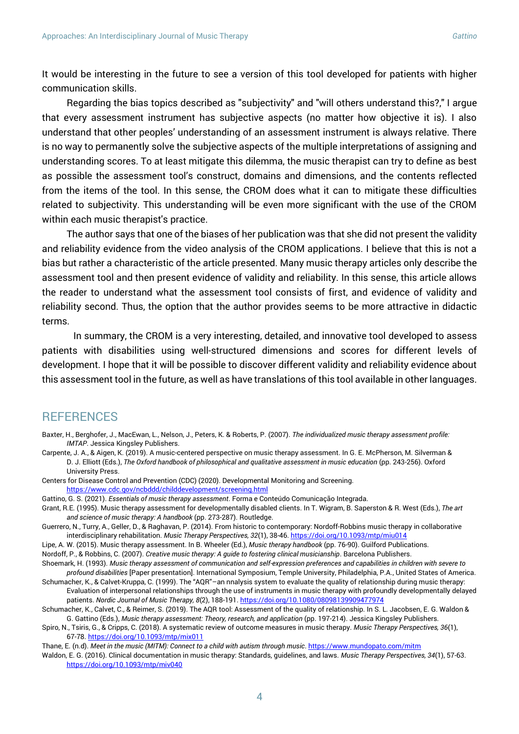It would be interesting in the future to see a version of this tool developed for patients with higher communication skills.

Regarding the bias topics described as "subjectivity" and "will others understand this?," I argue that every assessment instrument has subjective aspects (no matter how objective it is). I also understand that other peoples' understanding of an assessment instrument is always relative. There is no way to permanently solve the subjective aspects of the multiple interpretations of assigning and understanding scores. To at least mitigate this dilemma, the music therapist can try to define as best as possible the assessment tool's construct, domains and dimensions, and the contents reflected from the items of the tool. In this sense, the CROM does what it can to mitigate these difficulties related to subjectivity. This understanding will be even more significant with the use of the CROM within each music therapist's practice.

The author says that one of the biases of her publication was that she did not present the validity and reliability evidence from the video analysis of the CROM applications. I believe that this is not a bias but rather a characteristic of the article presented. Many music therapy articles only describe the assessment tool and then present evidence of validity and reliability. In this sense, this article allows the reader to understand what the assessment tool consists of first, and evidence of validity and reliability second. Thus, the option that the author provides seems to be more attractive in didactic terms.

In summary, the CROM is a very interesting, detailed, and innovative tool developed to assess patients with disabilities using well-structured dimensions and scores for different levels of development. I hope that it will be possible to discover different validity and reliability evidence about this assessment tool in the future, as well as have translations of this tool available in other languages.

## REFERENCES

Baxter, H., Berghofer, J., MacEwan, L., Nelson, J., Peters, K. & Roberts, P. (2007). *The individualized music therapy assessment profile: IMTAP*. Jessica Kingsley Publishers.

Carpente, J. A., & Aigen, K. (2019). A music-centered perspective on music therapy assessment. In G. E. McPherson, M. Silverman & D. J. Elliott (Eds.), *The Oxford handbook of philosophical and qualitative assessment in music education* (pp. 243-256). Oxford University Press.

Centers for Disease Control and Prevention (CDC) (2020). Developmental Monitoring and Screening. https://www.cdc.gov/ncbddd/childdevelopment/screening.html

Gattino, G. S. (2021). *Essentials of music therapy assessment*. Forma e Conteúdo Comunicação Integrada.

Grant, R.E. (1995). Music therapy assessment for developmentally disabled clients. In T. Wigram, B. Saperston & R. West (Eds.), *The art and science of music therapy: A handbook* (pp. 273-287). Routledge.

Guerrero, N., Turry, A., Geller, D., & Raghavan, P. (2014). From historic to contemporary: Nordoff-Robbins music therapy in collaborative interdisciplinary rehabilitation. *Music Therapy Perspectives, 32*(1), 38-46. https://doi.org/10.1093/mtp/miu014

Lipe, A. W. (2015). Music therapy assessment. In B. Wheeler (Ed.), *Music therapy handbook* (pp. 76-90). Guilford Publications.

Nordoff, P., & Robbins, C. (2007). *Creative music therapy: A guide to fostering clinical musicianship*. Barcelona Publishers.

Shoemark, H. (1993). *Music therapy assessment of communication and self-expression preferences and capabilities in children with severe to profound disabilities* [Paper presentation]. International Symposium, Temple University, Philadelphia, P.A., United States of America.

Schumacher, K., & Calvet-Kruppa, C. (1999). The "AQR"—an nnalysis system to evaluate the quality of relationship during music therapy: Evaluation of interpersonal relationships through the use of instruments in music therapy with profoundly developmentally delayed patients. *Nordic Journal of Music Therapy, 8*(2), 188-191. https://doi.org/10.1080/08098139909477974

Schumacher, K., Calvet, C., & Reimer, S. (2019). The AQR tool: Assessment of the quality of relationship. In S. L. Jacobsen, E. G. Waldon & G. Gattino (Eds.), *Music therapy assessment: Theory, research, and application* (pp. 197-214). Jessica Kingsley Publishers.

Spiro, N., Tsiris, G., & Cripps, C. (2018). A systematic review of outcome measures in music therapy. *Music Therapy Perspectives, 36*(1), 67-78. https://doi.org/10.1093/mtp/mix011

Thane, E. (n.d). *Meet in the music (MITM): Connect to a child with autism through music*. https://www.mundopato.com/mitm

Waldon, E. G. (2016). Clinical documentation in music therapy: Standards, guidelines, and laws. *Music Therapy Perspectives, 34*(1), 57-63. https://doi.org/10.1093/mtp/miv040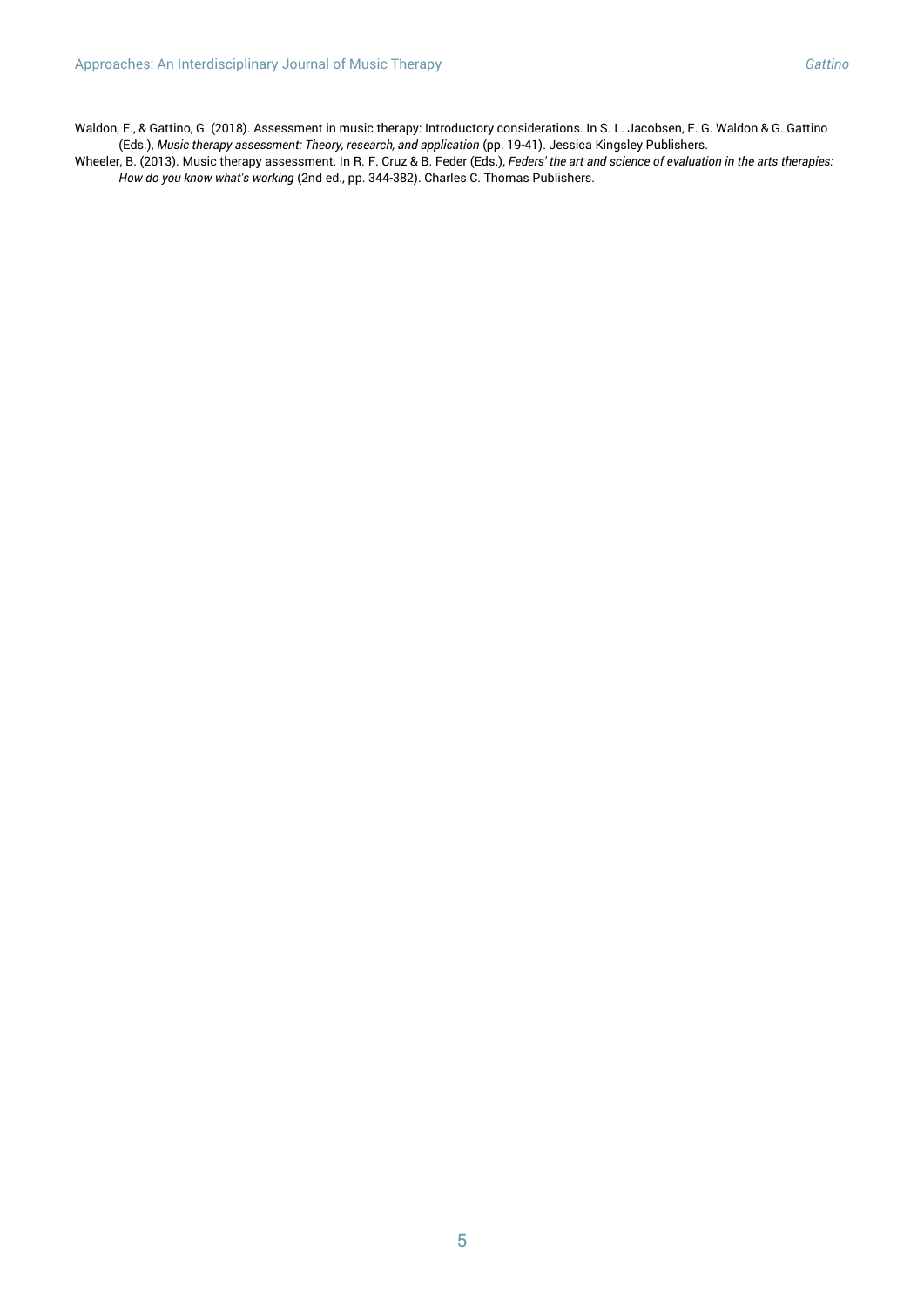Waldon, E., & Gattino, G. (2018). Assessment in music therapy: Introductory considerations. In S. L. Jacobsen, E. G. Waldon & G. Gattino (Eds.), *Music therapy assessment: Theory, research, and application* (pp. 19-41). Jessica Kingsley Publishers.

Wheeler, B. (2013). Music therapy assessment. In R. F. Cruz & B. Feder (Eds.), *Feders' the art and science of evaluation in the arts therapies: How do you know what's working* (2nd ed., pp. 344-382). Charles C. Thomas Publishers.